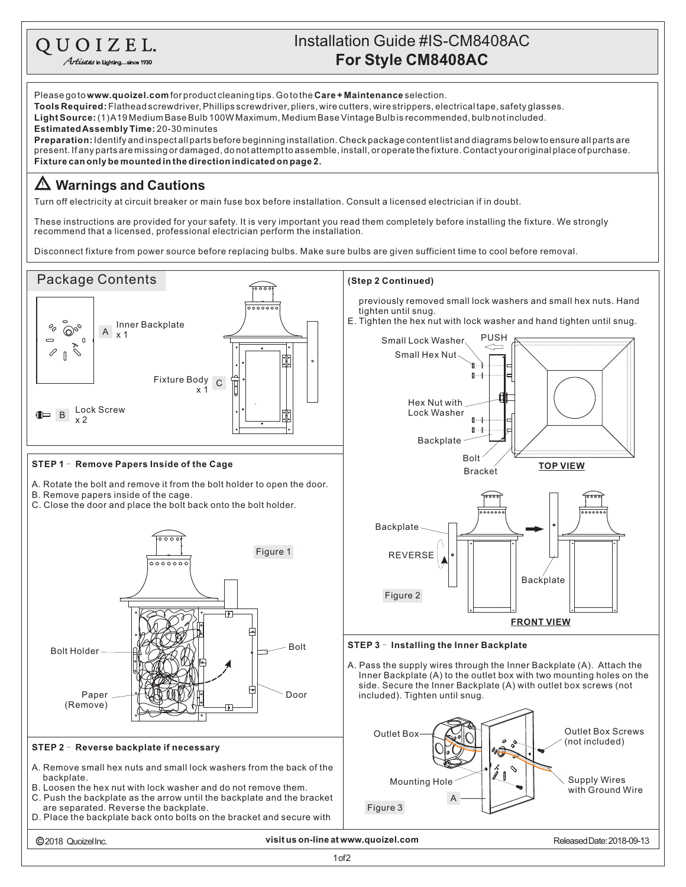# QUOIZEL.

*Artisans in Lighting...since 1930*

# Installation Guide #IS-CM8408AC
## For Style CM8408AC

Please go to **www.quoizel.com** for product cleaning tips. Go to the **Care + Maintenance** selection.
**Tools Required:** Flathead screwdriver, Phillips screwdriver, pliers, wire cutters, wire strippers, electrical tape, safety glasses.
**Light Source:** (1) A19 Medium Base Bulb 100W Maximum, Medium Base Vintage Bulb is recommended, bulb not included.
**Estimated Assembly Time:** 20-30 minutes
**Preparation:** Identify and inspect all parts before beginning installation. Check package content list and diagrams below to ensure all parts are present. If any parts are missing or damaged, do not attempt to assemble, install, or operate the fixture. Contact your original place of purchase.
**Fixture can only be mounted in the direction indicated on page 2.**

## ⚠ Warnings and Cautions

Turn off electricity at circuit breaker or main fuse box before installation. Consult a licensed electrician if in doubt.

These instructions are provided for your safety. It is very important you read them completely before installing the fixture. We strongly recommend that a licensed, professional electrician perform the installation.

Disconnect fixture from power source before replacing bulbs. Make sure bulbs are given sufficient time to cool before removal.

## Package Contents

- A Inner Backplate x 1
- B Lock Screw x 2
- C Fixture Body x 1

### STEP 1 - Remove Papers Inside of the Cage

A. Rotate the bolt and remove it from the bolt holder to open the door.
B. Remove papers inside of the cage.
C. Close the door and place the bolt back onto the bolt holder.

Figure 1

Bolt Holder, Paper (Remove), Bolt, Door

### STEP 2 - Reverse backplate if necessary

A. Remove small hex nuts and small lock washers from the back of the backplate.
B. Loosen the hex nut with lock washer and do not remove them.
C. Push the backplate as the arrow until the backplate and the bracket are separated. Reverse the backplate.
D. Place the backplate back onto bolts on the bracket and secure with previously removed small lock washers and small hex nuts. Hand tighten until snug.
E. Tighten the hex nut with lock washer and hand tighten until snug.

Small Lock Washer, PUSH, Small Hex Nut, Hex Nut with Lock Washer, Backplate, Bolt, Bracket — **TOP VIEW**

Backplate, REVERSE, Backplate — **FRONT VIEW**

Figure 2

### STEP 3 - Installing the Inner Backplate

A. Pass the supply wires through the Inner Backplate (A). Attach the Inner Backplate (A) to the outlet box with two mounting holes on the side. Secure the Inner Backplate (A) with outlet box screws (not included). Tighten until snug.

Outlet Box, Outlet Box Screws (not included), Mounting Hole, Supply Wires with Ground Wire, A

Figure 3

©2018 Quoizel Inc. **visit us on-line at www.quoizel.com** Released Date: 2018-09-13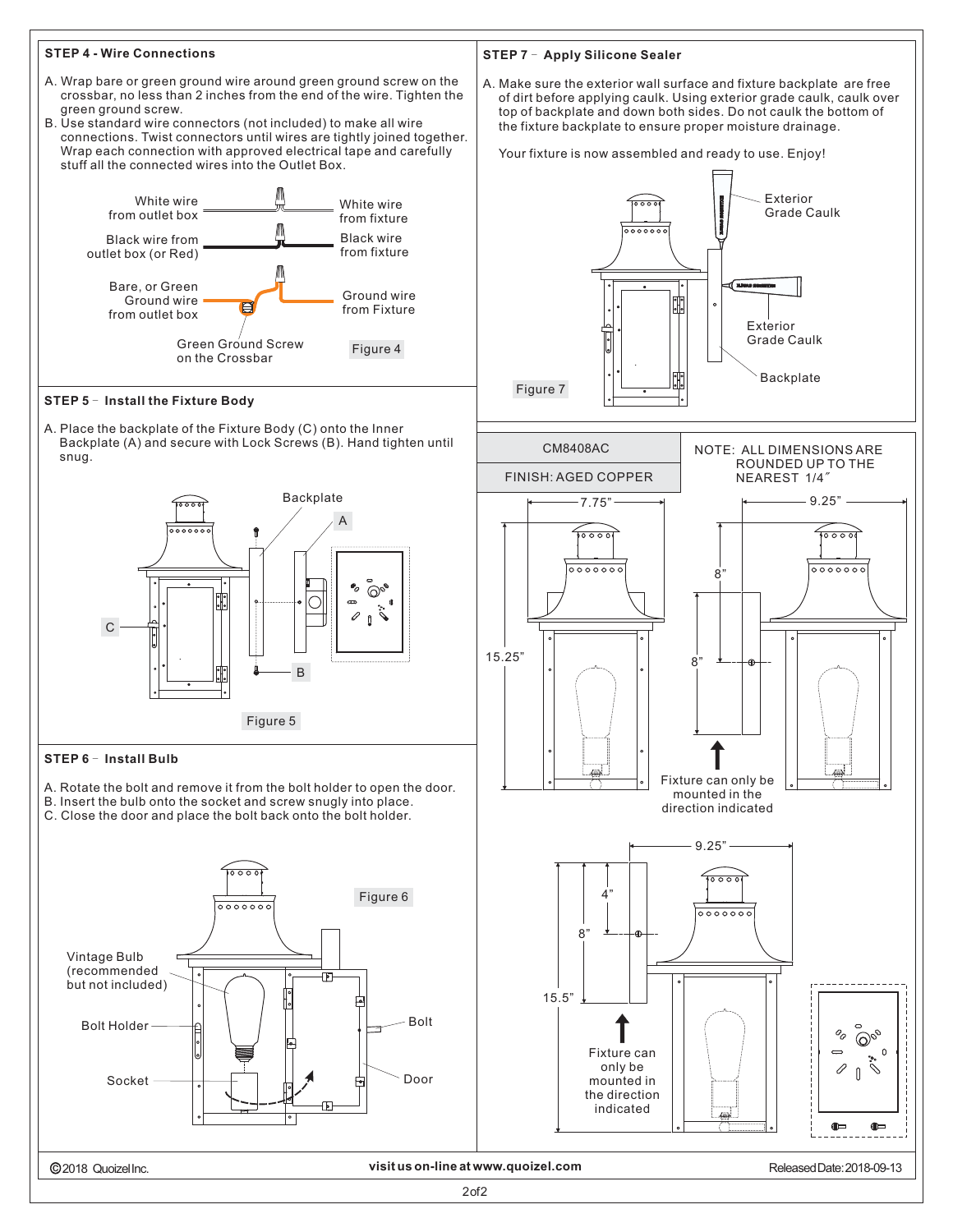## STEP 4 - Wire Connections

A. Wrap bare or green ground wire around green ground screw on the crossbar, no less than 2 inches from the end of the wire. Tighten the green ground screw.
B. Use standard wire connectors (not included) to make all wire connections. Twist connectors until wires are tightly joined together. Wrap each connection with approved electrical tape and carefully stuff all the connected wires into the Outlet Box.

White wire from outlet box
White wire from fixture
Black wire from outlet box (or Red)
Black wire from fixture
Bare, or Green Ground wire from outlet box
Ground wire from Fixture
Green Ground Screw on the Crossbar

Figure 4

## STEP 5 - Install the Fixture Body

A. Place the backplate of the Fixture Body (C) onto the Inner Backplate (A) and secure with Lock Screws (B). Hand tighten until snug.

Backplate
A
B
C

Figure 5

## STEP 6 - Install Bulb

A. Rotate the bolt and remove it from the bolt holder to open the door.
B. Insert the bulb onto the socket and screw snugly into place.
C. Close the door and place the bolt back onto the bolt holder.

Vintage Bulb (recommended but not included)
Bolt Holder
Socket
Bolt
Door

Figure 6

## STEP 7 - Apply Silicone Sealer

A. Make sure the exterior wall surface and fixture backplate are free of dirt before applying caulk. Using exterior grade caulk, caulk over top of backplate and down both sides. Do not caulk the bottom of the fixture backplate to ensure proper moisture drainage.

Your fixture is now assembled and ready to use. Enjoy!

Exterior Grade Caulk
Exterior Grade Caulk
Backplate

Figure 7

| CM8408AC |
| --- |
| FINISH: AGED COPPER |

NOTE: ALL DIMENSIONS ARE ROUNDED UP TO THE NEAREST 1/4″

7.75"
15.25"
9.25"
8"
8"
Fixture can only be mounted in the direction indicated

9.25"
4"
8"
15.5"
Fixture can only be mounted in the direction indicated

©2018 Quoizel Inc.
visit us on-line at www.quoizel.com
Released Date: 2018-09-13